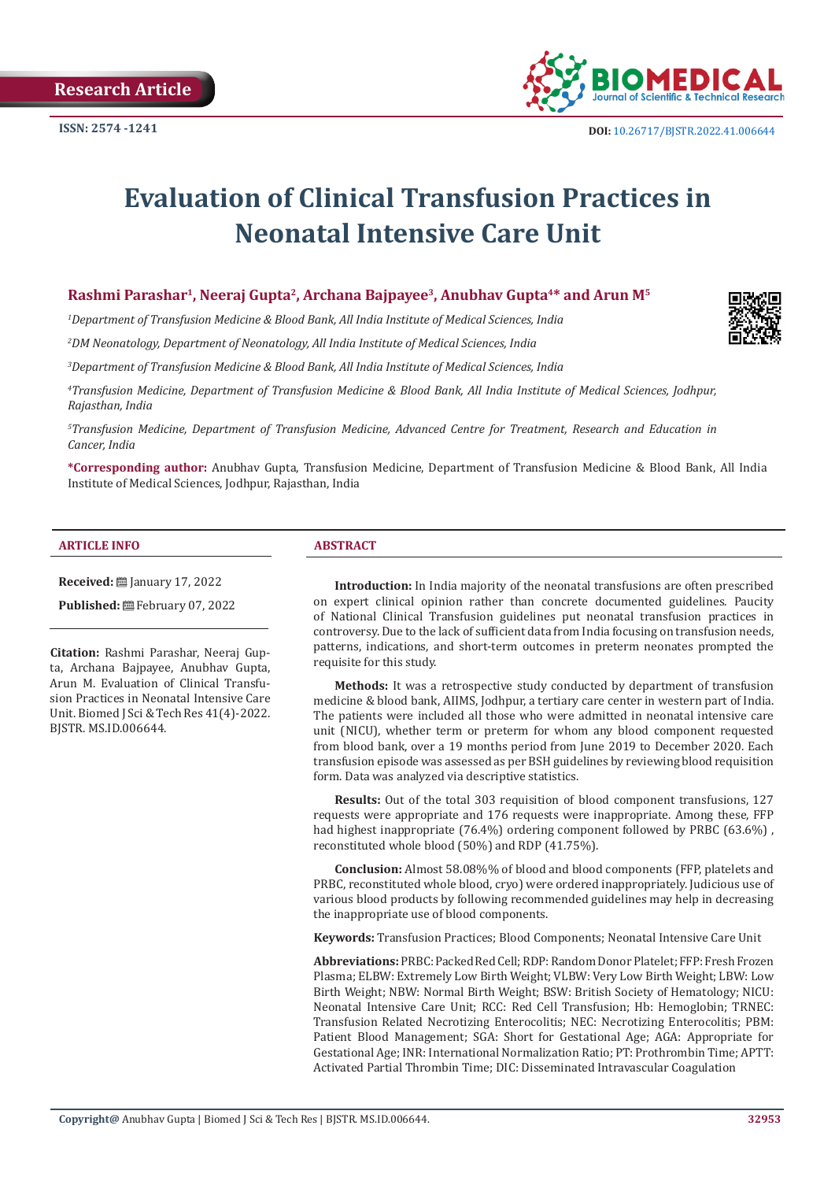Research Article

ISSN: 2574 -1241

DOI: 10.26717/BJSTR.2022.41.006644

# Evaluation of Clinical Transfusion Practices in Neonatal Intensive Care Unit

**Rashmi Parashar[1], Neeraj Gupta[2], Archana Bajpayee[3], Anubhav Gupta[4]* and Arun M[5]**

*[1]Department of Transfusion Medicine & Blood Bank, All India Institute of Medical Sciences, India*

*[2]DM Neonatology, Department of Neonatology, All India Institute of Medical Sciences, India*

*[3]Department of Transfusion Medicine & Blood Bank, All India Institute of Medical Sciences, India*

*[4]Transfusion Medicine, Department of Transfusion Medicine & Blood Bank, All India Institute of Medical Sciences, Jodhpur, Rajasthan, India*

*[5]Transfusion Medicine, Department of Transfusion Medicine, Advanced Centre for Treatment, Research and Education in Cancer, India*

**\*Corresponding author:** Anubhav Gupta, Transfusion Medicine, Department of Transfusion Medicine & Blood Bank, All India Institute of Medical Sciences, Jodhpur, Rajasthan, India

## ARTICLE INFO

**Received:** January 17, 2022

**Published:** February 07, 2022

**Citation:** Rashmi Parashar, Neeraj Gupta, Archana Bajpayee, Anubhav Gupta, Arun M. Evaluation of Clinical Transfusion Practices in Neonatal Intensive Care Unit. Biomed J Sci & Tech Res 41(4)-2022. BJSTR. MS.ID.006644.

## ABSTRACT

**Introduction:** In India majority of the neonatal transfusions are often prescribed on expert clinical opinion rather than concrete documented guidelines. Paucity of National Clinical Transfusion guidelines put neonatal transfusion practices in controversy. Due to the lack of sufficient data from India focusing on transfusion needs, patterns, indications, and short-term outcomes in preterm neonates prompted the requisite for this study.

**Methods:** It was a retrospective study conducted by department of transfusion medicine & blood bank, AIIMS, Jodhpur, a tertiary care center in western part of India. The patients were included all those who were admitted in neonatal intensive care unit (NICU), whether term or preterm for whom any blood component requested from blood bank, over a 19 months period from June 2019 to December 2020. Each transfusion episode was assessed as per BSH guidelines by reviewing blood requisition form. Data was analyzed via descriptive statistics.

**Results:** Out of the total 303 requisition of blood component transfusions, 127 requests were appropriate and 176 requests were inappropriate. Among these, FFP had highest inappropriate (76.4%) ordering component followed by PRBC (63.6%), reconstituted whole blood (50%) and RDP (41.75%).

**Conclusion:** Almost 58.08%% of blood and blood components (FFP, platelets and PRBC, reconstituted whole blood, cryo) were ordered inappropriately. Judicious use of various blood products by following recommended guidelines may help in decreasing the inappropriate use of blood components.

**Keywords:** Transfusion Practices; Blood Components; Neonatal Intensive Care Unit

**Abbreviations:** PRBC: Packed Red Cell; RDP: Random Donor Platelet; FFP: Fresh Frozen Plasma; ELBW: Extremely Low Birth Weight; VLBW: Very Low Birth Weight; LBW: Low Birth Weight; NBW: Normal Birth Weight; BSW: British Society of Hematology; NICU: Neonatal Intensive Care Unit; RCC: Red Cell Transfusion; Hb: Hemoglobin; TRNEC: Transfusion Related Necrotizing Enterocolitis; NEC: Necrotizing Enterocolitis; PBM: Patient Blood Management; SGA: Short for Gestational Age; AGA: Appropriate for Gestational Age; INR: International Normalization Ratio; PT: Prothrombin Time; APTT: Activated Partial Thrombin Time; DIC: Disseminated Intravascular Coagulation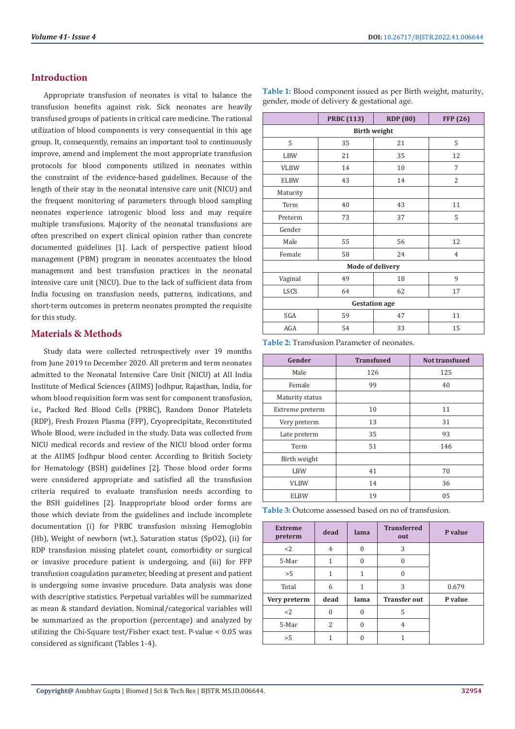## Introduction

Appropriate transfusion of neonates is vital to balance the transfusion benefits against risk. Sick neonates are heavily transfused groups of patients in critical care medicine. The rational utilization of blood components is very consequential in this age group. It, consequently, remains an important tool to continuously improve, amend and implement the most appropriate transfusion protocols for blood components utilized in neonates within the constraint of the evidence-based guidelines. Because of the length of their stay in the neonatal intensive care unit (NICU) and the frequent monitoring of parameters through blood sampling neonates experience iatrogenic blood loss and may require multiple transfusions. Majority of the neonatal transfusions are often prescribed on expert clinical opinion rather than concrete documented guidelines [1]. Lack of perspective patient blood management (PBM) program in neonates accentuates the blood management and best transfusion practices in the neonatal intensive care unit (NICU). Due to the lack of sufficient data from India focusing on transfusion needs, patterns, indications, and short-term outcomes in preterm neonates prompted the requisite for this study.

## Materials & Methods

Study data were collected retrospectively over 19 months from June 2019 to December 2020. All preterm and term neonates admitted to the Neonatal Intensive Care Unit (NICU) at All India Institute of Medical Sciences (AIIMS) Jodhpur, Rajasthan, India, for whom blood requisition form was sent for component transfusion, i.e., Packed Red Blood Cells (PRBC), Random Donor Platelets (RDP), Fresh Frozen Plasma (FFP), Cryoprecipitate, Reconstituted Whole Blood, were included in the study. Data was collected from NICU medical records and review of the NICU blood order forms at the AIIMS Jodhpur blood center. According to British Society for Hematology (BSH) guidelines [2]. Those blood order forms were considered appropriate and satisfied all the transfusion criteria required to evaluate transfusion needs according to the BSH guidelines [2]. Inappropriate blood order forms are those which deviate from the guidelines and include incomplete documentation (i) for PRBC transfusion missing Hemoglobin (Hb), Weight of newborn (wt.), Saturation status (SpO2), (ii) for RDP transfusion missing platelet count, comorbidity or surgical or invasive procedure patient is undergoing, and (iii) for FFP transfusion coagulation parameter, bleeding at present and patient is undergoing some invasive procedure. Data analysis was done with descriptive statistics. Perpetual variables will be summarized as mean & standard deviation. Nominal/categorical variables will be summarized as the proportion (percentage) and analyzed by utilizing the Chi-Square test/Fisher exact test. P-value < 0.05 was considered as significant (Tables 1-4).

**Table 1:** Blood component issued as per Birth weight, maturity, gender, mode of delivery & gestational age.

| | PRBC (113) | RDP (80) | FFP (26) |
|---|---|---|---|
| **Birth weight** | | | |
| 5 | 35 | 21 | 5 |
| LBW | 21 | 35 | 12 |
| VLBW | 14 | 10 | 7 |
| ELBW | 43 | 14 | 2 |
| Maturity | | | |
| Term | 40 | 43 | 11 |
| Preterm | 73 | 37 | 5 |
| Gender | | | |
| Male | 55 | 56 | 12 |
| Female | 58 | 24 | 4 |
| **Mode of delivery** | | | |
| Vaginal | 49 | 18 | 9 |
| LSCS | 64 | 62 | 17 |
| **Gestation age** | | | |
| SGA | 59 | 47 | 11 |
| AGA | 54 | 33 | 15 |

**Table 2:** Transfusion Parameter of neonates.

| Gender | Transfused | Not transfused |
|---|---|---|
| Male | 126 | 125 |
| Female | 99 | 40 |
| Maturity status | | |
| Extreme preterm | 10 | 11 |
| Very preterm | 13 | 31 |
| Late preterm | 35 | 93 |
| Term | 51 | 146 |
| Birth weight | | |
| LBW | 41 | 70 |
| VLBW | 14 | 36 |
| ELBW | 19 | 05 |

**Table 3:** Outcome assessed based on no of transfusion.

| Extreme preterm | dead | lama | Transferred out | P value |
|---|---|---|---|---|
| <2 | 4 | 0 | 3 | |
| 5-Mar | 1 | 0 | 0 | |
| >5 | 1 | 1 | 0 | |
| Total | 6 | 1 | 3 | 0.679 |
| **Very preterm** | **dead** | **lama** | **Transfer out** | **P value** |
| <2 | 0 | 0 | 5 | |
| 5-Mar | 2 | 0 | 4 | |
| >5 | 1 | 0 | 1 | |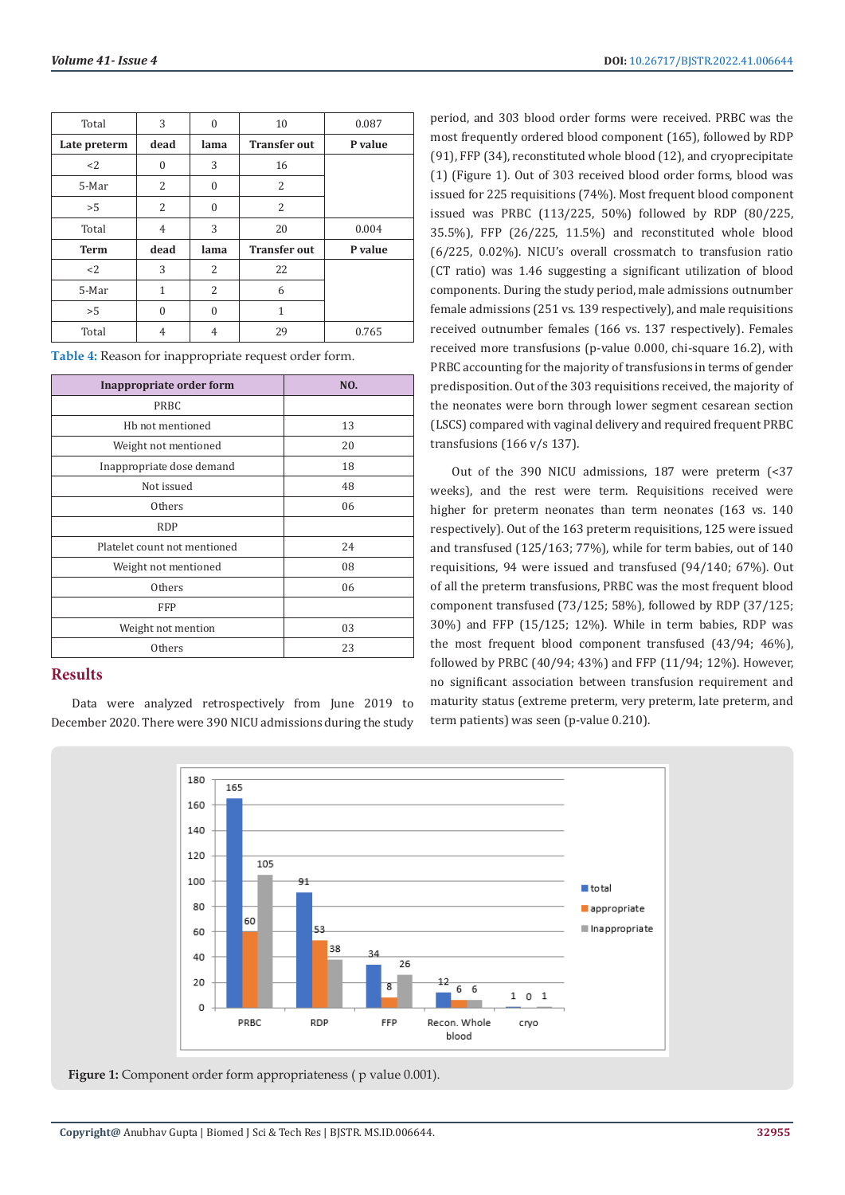| Total | 3 | 0 | 10 | 0.087 |
|---|---|---|---|---|
| **Late preterm** | **dead** | **lama** | **Transfer out** | **P value** |
| <2 | 0 | 3 | 16 | |
| 5-Mar | 2 | 0 | 2 | |
| >5 | 2 | 0 | 2 | |
| Total | 4 | 3 | 20 | 0.004 |
| **Term** | **dead** | **lama** | **Transfer out** | **P value** |
| <2 | 3 | 2 | 22 | |
| 5-Mar | 1 | 2 | 6 | |
| >5 | 0 | 0 | 1 | |
| Total | 4 | 4 | 29 | 0.765 |

**Table 4:** Reason for inappropriate request order form.

| Inappropriate order form | NO. |
|---|---|
| PRBC | |
| Hb not mentioned | 13 |
| Weight not mentioned | 20 |
| Inappropriate dose demand | 18 |
| Not issued | 48 |
| Others | 06 |
| RDP | |
| Platelet count not mentioned | 24 |
| Weight not mentioned | 08 |
| Others | 06 |
| FFP | |
| Weight not mention | 03 |
| Others | 23 |

## Results

Data were analyzed retrospectively from June 2019 to December 2020. There were 390 NICU admissions during the study period, and 303 blood order forms were received. PRBC was the most frequently ordered blood component (165), followed by RDP (91), FFP (34), reconstituted whole blood (12), and cryoprecipitate (1) (Figure 1). Out of 303 received blood order forms, blood was issued for 225 requisitions (74%). Most frequent blood component issued was PRBC (113/225, 50%) followed by RDP (80/225, 35.5%), FFP (26/225, 11.5%) and reconstituted whole blood (6/225, 0.02%). NICU's overall crossmatch to transfusion ratio (CT ratio) was 1.46 suggesting a significant utilization of blood components. During the study period, male admissions outnumber female admissions (251 vs. 139 respectively), and male requisitions received outnumber females (166 vs. 137 respectively). Females received more transfusions (p-value 0.000, chi-square 16.2), with PRBC accounting for the majority of transfusions in terms of gender predisposition. Out of the 303 requisitions received, the majority of the neonates were born through lower segment cesarean section (LSCS) compared with vaginal delivery and required frequent PRBC transfusions (166 v/s 137).

Out of the 390 NICU admissions, 187 were preterm (<37 weeks), and the rest were term. Requisitions received were higher for preterm neonates than term neonates (163 vs. 140 respectively). Out of the 163 preterm requisitions, 125 were issued and transfused (125/163; 77%), while for term babies, out of 140 requisitions, 94 were issued and transfused (94/140; 67%). Out of all the preterm transfusions, PRBC was the most frequent blood component transfused (73/125; 58%), followed by RDP (37/125; 30%) and FFP (15/125; 12%). While in term babies, RDP was the most frequent blood component transfused (43/94; 46%), followed by PRBC (40/94; 43%) and FFP (11/94; 12%). However, no significant association between transfusion requirement and maturity status (extreme preterm, very preterm, late preterm, and term patients) was seen (p-value 0.210).

**Figure 1:** Component order form appropriateness ( p value 0.001).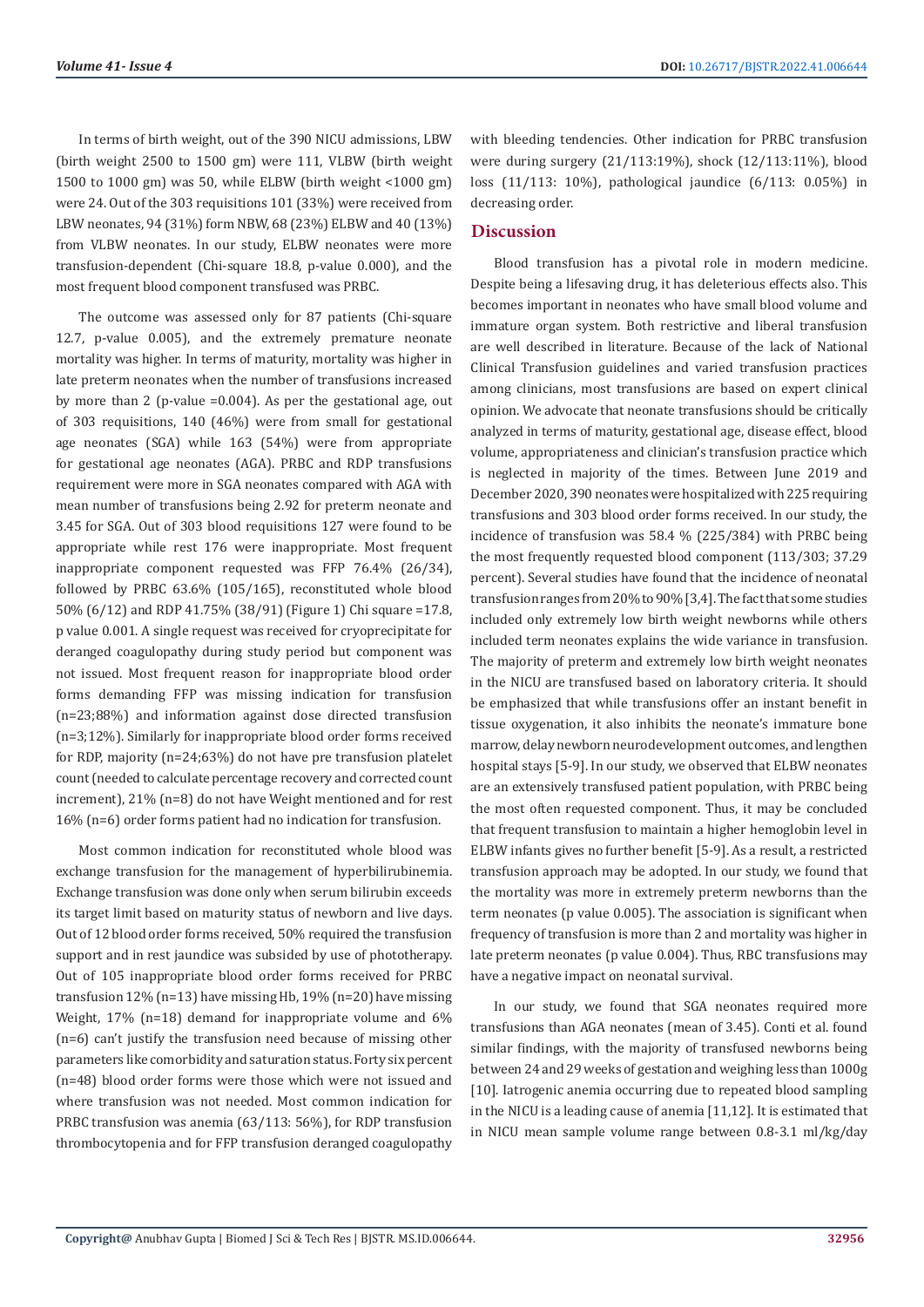In terms of birth weight, out of the 390 NICU admissions, LBW (birth weight 2500 to 1500 gm) were 111, VLBW (birth weight 1500 to 1000 gm) was 50, while ELBW (birth weight <1000 gm) were 24. Out of the 303 requisitions 101 (33%) were received from LBW neonates, 94 (31%) form NBW, 68 (23%) ELBW and 40 (13%) from VLBW neonates. In our study, ELBW neonates were more transfusion-dependent (Chi-square 18.8, p-value 0.000), and the most frequent blood component transfused was PRBC.

The outcome was assessed only for 87 patients (Chi-square 12.7, p-value 0.005), and the extremely premature neonate mortality was higher. In terms of maturity, mortality was higher in late preterm neonates when the number of transfusions increased by more than 2 (p-value =0.004). As per the gestational age, out of 303 requisitions, 140 (46%) were from small for gestational age neonates (SGA) while 163 (54%) were from appropriate for gestational age neonates (AGA). PRBC and RDP transfusions requirement were more in SGA neonates compared with AGA with mean number of transfusions being 2.92 for preterm neonate and 3.45 for SGA. Out of 303 blood requisitions 127 were found to be appropriate while rest 176 were inappropriate. Most frequent inappropriate component requested was FFP 76.4% (26/34), followed by PRBC 63.6% (105/165), reconstituted whole blood 50% (6/12) and RDP 41.75% (38/91) (Figure 1) Chi square =17.8, p value 0.001. A single request was received for cryoprecipitate for deranged coagulopathy during study period but component was not issued. Most frequent reason for inappropriate blood order forms demanding FFP was missing indication for transfusion (n=23;88%) and information against dose directed transfusion (n=3;12%). Similarly for inappropriate blood order forms received for RDP, majority (n=24;63%) do not have pre transfusion platelet count (needed to calculate percentage recovery and corrected count increment), 21% (n=8) do not have Weight mentioned and for rest 16% (n=6) order forms patient had no indication for transfusion.

Most common indication for reconstituted whole blood was exchange transfusion for the management of hyperbilirubinemia. Exchange transfusion was done only when serum bilirubin exceeds its target limit based on maturity status of newborn and live days. Out of 12 blood order forms received, 50% required the transfusion support and in rest jaundice was subsided by use of phototherapy. Out of 105 inappropriate blood order forms received for PRBC transfusion 12% (n=13) have missing Hb, 19% (n=20) have missing Weight, 17% (n=18) demand for inappropriate volume and 6% (n=6) can't justify the transfusion need because of missing other parameters like comorbidity and saturation status. Forty six percent (n=48) blood order forms were those which were not issued and where transfusion was not needed. Most common indication for PRBC transfusion was anemia (63/113: 56%), for RDP transfusion thrombocytopenia and for FFP transfusion deranged coagulopathy with bleeding tendencies. Other indication for PRBC transfusion were during surgery (21/113:19%), shock (12/113:11%), blood loss (11/113: 10%), pathological jaundice (6/113: 0.05%) in decreasing order.

## Discussion

Blood transfusion has a pivotal role in modern medicine. Despite being a lifesaving drug, it has deleterious effects also. This becomes important in neonates who have small blood volume and immature organ system. Both restrictive and liberal transfusion are well described in literature. Because of the lack of National Clinical Transfusion guidelines and varied transfusion practices among clinicians, most transfusions are based on expert clinical opinion. We advocate that neonate transfusions should be critically analyzed in terms of maturity, gestational age, disease effect, blood volume, appropriateness and clinician's transfusion practice which is neglected in majority of the times. Between June 2019 and December 2020, 390 neonates were hospitalized with 225 requiring transfusions and 303 blood order forms received. In our study, the incidence of transfusion was 58.4 % (225/384) with PRBC being the most frequently requested blood component (113/303; 37.29 percent). Several studies have found that the incidence of neonatal transfusion ranges from 20% to 90% [3,4]. The fact that some studies included only extremely low birth weight newborns while others included term neonates explains the wide variance in transfusion. The majority of preterm and extremely low birth weight neonates in the NICU are transfused based on laboratory criteria. It should be emphasized that while transfusions offer an instant benefit in tissue oxygenation, it also inhibits the neonate's immature bone marrow, delay newborn neurodevelopment outcomes, and lengthen hospital stays [5-9]. In our study, we observed that ELBW neonates are an extensively transfused patient population, with PRBC being the most often requested component. Thus, it may be concluded that frequent transfusion to maintain a higher hemoglobin level in ELBW infants gives no further benefit [5-9]. As a result, a restricted transfusion approach may be adopted. In our study, we found that the mortality was more in extremely preterm newborns than the term neonates (p value 0.005). The association is significant when frequency of transfusion is more than 2 and mortality was higher in late preterm neonates (p value 0.004). Thus, RBC transfusions may have a negative impact on neonatal survival.

In our study, we found that SGA neonates required more transfusions than AGA neonates (mean of 3.45). Conti et al. found similar findings, with the majority of transfused newborns being between 24 and 29 weeks of gestation and weighing less than 1000g [10]. Iatrogenic anemia occurring due to repeated blood sampling in the NICU is a leading cause of anemia [11,12]. It is estimated that in NICU mean sample volume range between 0.8-3.1 ml/kg/day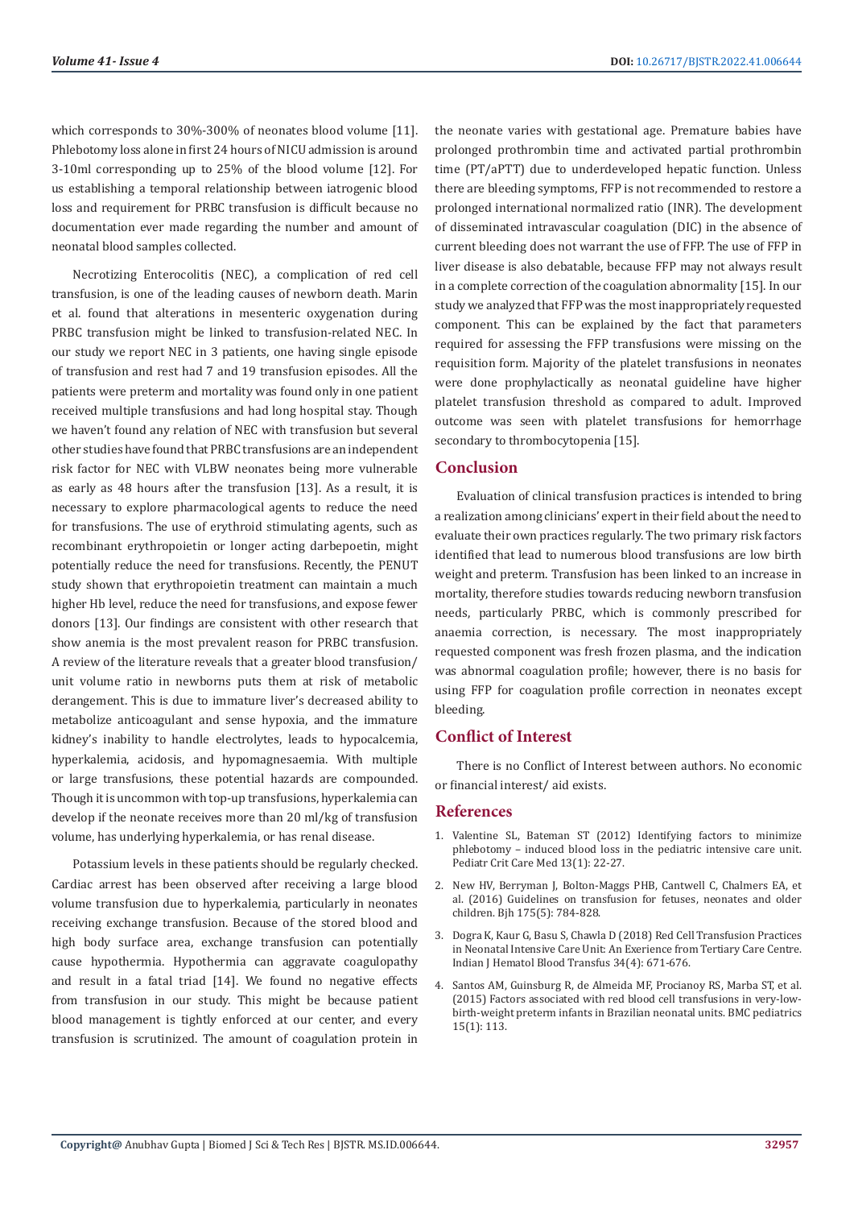which corresponds to 30%-300% of neonates blood volume [11]. Phlebotomy loss alone in first 24 hours of NICU admission is around 3-10ml corresponding up to 25% of the blood volume [12]. For us establishing a temporal relationship between iatrogenic blood loss and requirement for PRBC transfusion is difficult because no documentation ever made regarding the number and amount of neonatal blood samples collected.

Necrotizing Enterocolitis (NEC), a complication of red cell transfusion, is one of the leading causes of newborn death. Marin et al. found that alterations in mesenteric oxygenation during PRBC transfusion might be linked to transfusion-related NEC. In our study we report NEC in 3 patients, one having single episode of transfusion and rest had 7 and 19 transfusion episodes. All the patients were preterm and mortality was found only in one patient received multiple transfusions and had long hospital stay. Though we haven't found any relation of NEC with transfusion but several other studies have found that PRBC transfusions are an independent risk factor for NEC with VLBW neonates being more vulnerable as early as 48 hours after the transfusion [13]. As a result, it is necessary to explore pharmacological agents to reduce the need for transfusions. The use of erythroid stimulating agents, such as recombinant erythropoietin or longer acting darbepoetin, might potentially reduce the need for transfusions. Recently, the PENUT study shown that erythropoietin treatment can maintain a much higher Hb level, reduce the need for transfusions, and expose fewer donors [13]. Our findings are consistent with other research that show anemia is the most prevalent reason for PRBC transfusion. A review of the literature reveals that a greater blood transfusion/ unit volume ratio in newborns puts them at risk of metabolic derangement. This is due to immature liver's decreased ability to metabolize anticoagulant and sense hypoxia, and the immature kidney's inability to handle electrolytes, leads to hypocalcemia, hyperkalemia, acidosis, and hypomagnesaemia. With multiple or large transfusions, these potential hazards are compounded. Though it is uncommon with top-up transfusions, hyperkalemia can develop if the neonate receives more than 20 ml/kg of transfusion volume, has underlying hyperkalemia, or has renal disease.

Potassium levels in these patients should be regularly checked. Cardiac arrest has been observed after receiving a large blood volume transfusion due to hyperkalemia, particularly in neonates receiving exchange transfusion. Because of the stored blood and high body surface area, exchange transfusion can potentially cause hypothermia. Hypothermia can aggravate coagulopathy and result in a fatal triad [14]. We found no negative effects from transfusion in our study. This might be because patient blood management is tightly enforced at our center, and every transfusion is scrutinized. The amount of coagulation protein in the neonate varies with gestational age. Premature babies have prolonged prothrombin time and activated partial prothrombin time (PT/aPTT) due to underdeveloped hepatic function. Unless there are bleeding symptoms, FFP is not recommended to restore a prolonged international normalized ratio (INR). The development of disseminated intravascular coagulation (DIC) in the absence of current bleeding does not warrant the use of FFP. The use of FFP in liver disease is also debatable, because FFP may not always result in a complete correction of the coagulation abnormality [15]. In our study we analyzed that FFP was the most inappropriately requested component. This can be explained by the fact that parameters required for assessing the FFP transfusions were missing on the requisition form. Majority of the platelet transfusions in neonates were done prophylactically as neonatal guideline have higher platelet transfusion threshold as compared to adult. Improved outcome was seen with platelet transfusions for hemorrhage secondary to thrombocytopenia [15].

## Conclusion

Evaluation of clinical transfusion practices is intended to bring a realization among clinicians' expert in their field about the need to evaluate their own practices regularly. The two primary risk factors identified that lead to numerous blood transfusions are low birth weight and preterm. Transfusion has been linked to an increase in mortality, therefore studies towards reducing newborn transfusion needs, particularly PRBC, which is commonly prescribed for anaemia correction, is necessary. The most inappropriately requested component was fresh frozen plasma, and the indication was abnormal coagulation profile; however, there is no basis for using FFP for coagulation profile correction in neonates except bleeding.

## Conflict of Interest

There is no Conflict of Interest between authors. No economic or financial interest/ aid exists.

## References

1. Valentine SL, Bateman ST (2012) Identifying factors to minimize phlebotomy – induced blood loss in the pediatric intensive care unit. Pediatr Crit Care Med 13(1): 22-27.
2. New HV, Berryman J, Bolton-Maggs PHB, Cantwell C, Chalmers EA, et al. (2016) Guidelines on transfusion for fetuses, neonates and older children. Bjh 175(5): 784-828.
3. Dogra K, Kaur G, Basu S, Chawla D (2018) Red Cell Transfusion Practices in Neonatal Intensive Care Unit: An Exerience from Tertiary Care Centre. Indian J Hematol Blood Transfus 34(4): 671-676.
4. Santos AM, Guinsburg R, de Almeida MF, Procianoy RS, Marba ST, et al. (2015) Factors associated with red blood cell transfusions in very-low-birth-weight preterm infants in Brazilian neonatal units. BMC pediatrics 15(1): 113.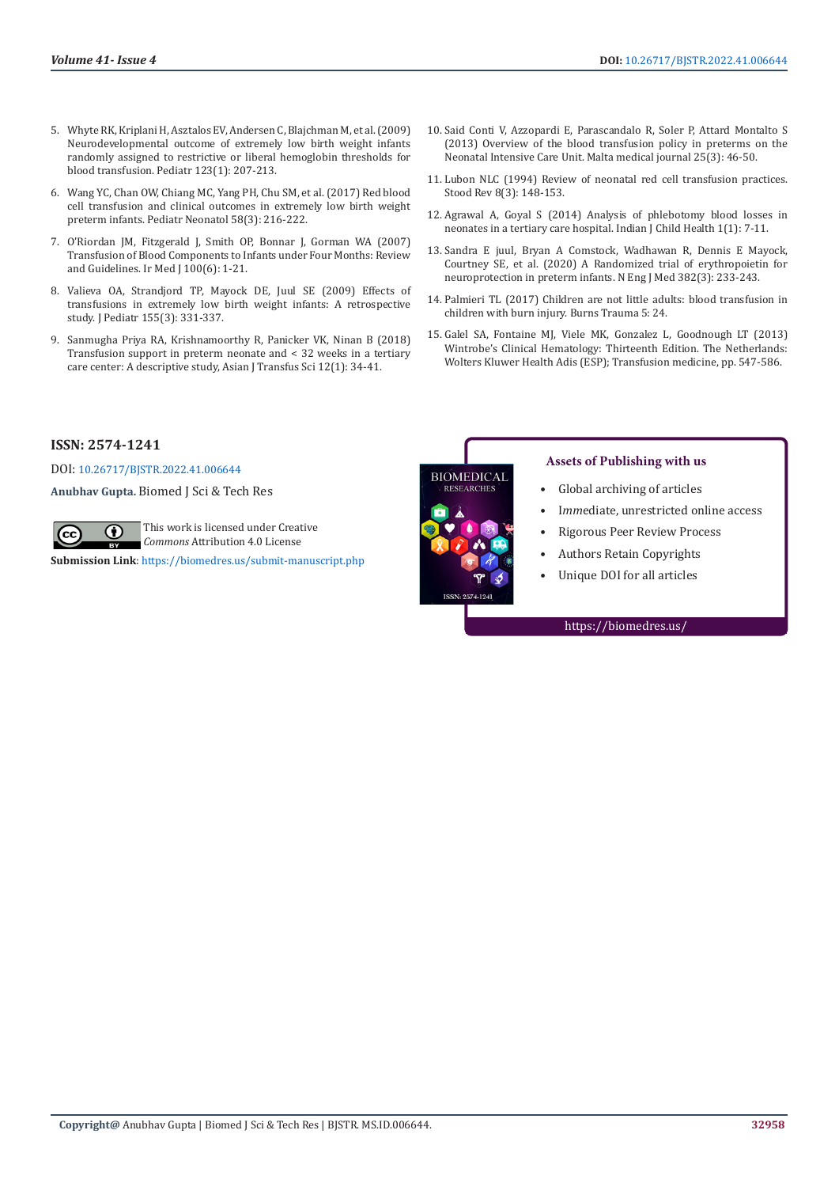5. Whyte RK, Kriplani H, Asztalos EV, Andersen C, Blajchman M, et al. (2009) Neurodevelopmental outcome of extremely low birth weight infants randomly assigned to restrictive or liberal hemoglobin thresholds for blood transfusion. Pediatr 123(1): 207-213.
6. Wang YC, Chan OW, Chiang MC, Yang PH, Chu SM, et al. (2017) Red blood cell transfusion and clinical outcomes in extremely low birth weight preterm infants. Pediatr Neonatol 58(3): 216-222.
7. O'Riordan JM, Fitzgerald J, Smith OP, Bonnar J, Gorman WA (2007) Transfusion of Blood Components to Infants under Four Months: Review and Guidelines. Ir Med J 100(6): 1-21.
8. Valieva OA, Strandjord TP, Mayock DE, Juul SE (2009) Effects of transfusions in extremely low birth weight infants: A retrospective study. J Pediatr 155(3): 331-337.
9. Sanmugha Priya RA, Krishnamoorthy R, Panicker VK, Ninan B (2018) Transfusion support in preterm neonate and < 32 weeks in a tertiary care center: A descriptive study, Asian J Transfus Sci 12(1): 34-41.
10. Said Conti V, Azzopardi E, Parascandalo R, Soler P, Attard Montalto S (2013) Overview of the blood transfusion policy in preterms on the Neonatal Intensive Care Unit. Malta medical journal 25(3): 46-50.
11. Lubon NLC (1994) Review of neonatal red cell transfusion practices. Stood Rev 8(3): 148-153.
12. Agrawal A, Goyal S (2014) Analysis of phlebotomy blood losses in neonates in a tertiary care hospital. Indian J Child Health 1(1): 7-11.
13. Sandra E juul, Bryan A Comstock, Wadhawan R, Dennis E Mayock, Courtney SE, et al. (2020) A Randomized trial of erythropoietin for neuroprotection in preterm infants. N Eng J Med 382(3): 233-243.
14. Palmieri TL (2017) Children are not little adults: blood transfusion in children with burn injury. Burns Trauma 5: 24.
15. Galel SA, Fontaine MJ, Viele MK, Gonzalez L, Goodnough LT (2013) Wintrobe's Clinical Hematology: Thirteenth Edition. The Netherlands: Wolters Kluwer Health Adis (ESP); Transfusion medicine, pp. 547-586.

**ISSN: 2574-1241**

DOI: 10.26717/BJSTR.2022.41.006644

**Anubhav Gupta.** Biomed J Sci & Tech Res

This work is licensed under Creative *Commons* Attribution 4.0 License

**Submission Link**: https://biomedres.us/submit-manuscript.php

BIOMEDICAL RESEARCHES

ISSN: 2574-1241

**Assets of Publishing with us**

- Global archiving of articles
- Immediate, unrestricted online access
- Rigorous Peer Review Process
- Authors Retain Copyrights
- Unique DOI for all articles

https://biomedres.us/